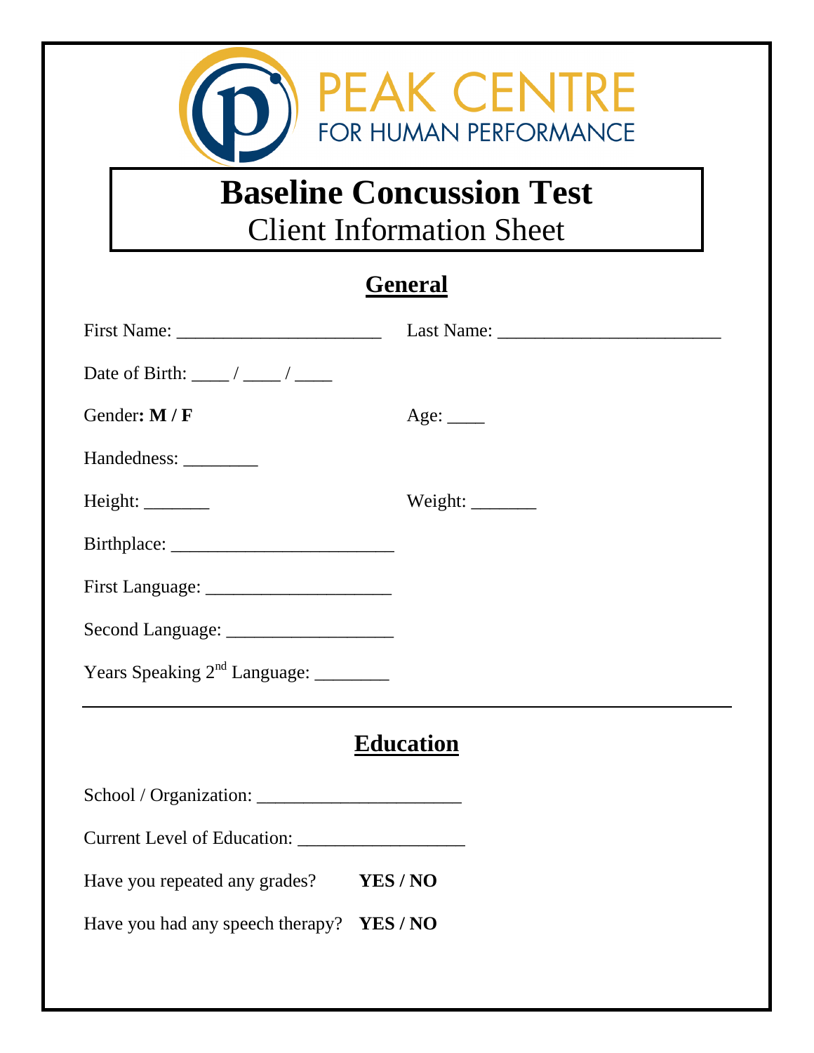PEAK CENTRE
FOR HUMAN PERFORMANCE

# Baseline Concussion Test

Client Information Sheet

## General

First Name: ______________________ Last Name: ________________________

Date of Birth: ____ / ____ / ____

Gender**: M / F** Age: ____

Handedness: ________

Height: _______ Weight: _______

Birthplace: ________________________

First Language: ____________________

Second Language: __________________

Years Speaking 2nd Language: ________

---

## Education

School / Organization: ______________________

Current Level of Education: __________________

Have you repeated any grades? **YES / NO**

Have you had any speech therapy? **YES / NO**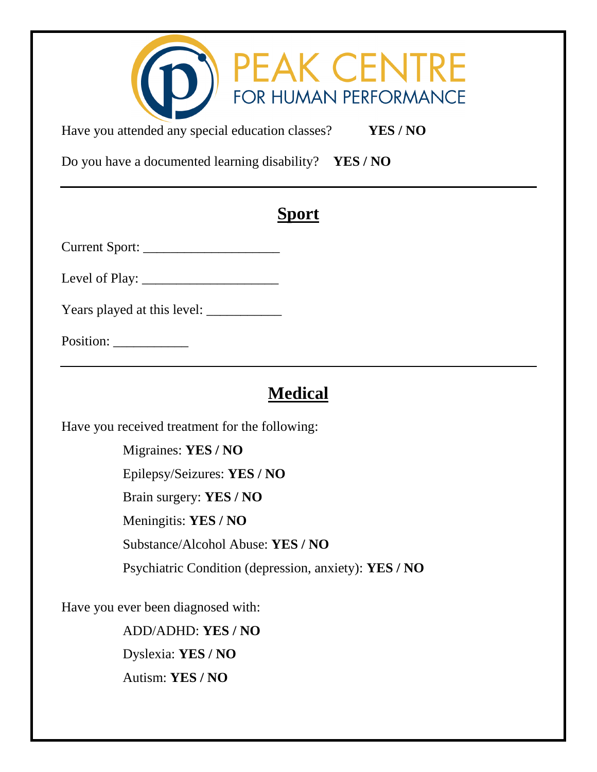Have you attended any special education classes? **YES / NO**

Do you have a documented learning disability? **YES / NO**

---

## Sport

Current Sport: ____________________

Level of Play: ____________________

Years played at this level: ___________

Position: ___________

---

## Medical

Have you received treatment for the following:

- Migraines: **YES / NO**
- Epilepsy/Seizures: **YES / NO**
- Brain surgery: **YES / NO**
- Meningitis: **YES / NO**
- Substance/Alcohol Abuse: **YES / NO**
- Psychiatric Condition (depression, anxiety): **YES / NO**

Have you ever been diagnosed with:

- ADD/ADHD: **YES / NO**
- Dyslexia: **YES / NO**
- Autism: **YES / NO**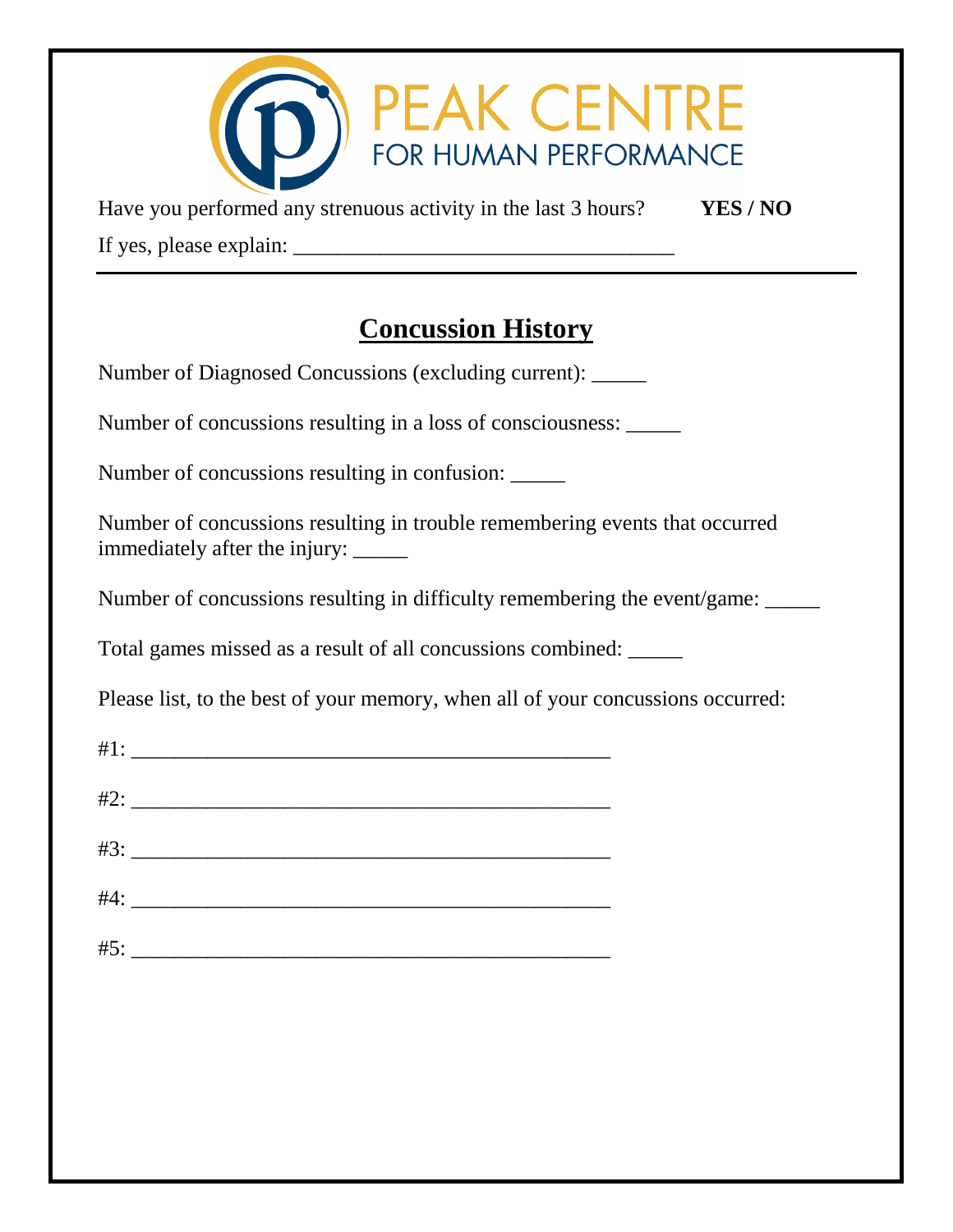PEAK CENTRE
FOR HUMAN PERFORMANCE

Have you performed any strenuous activity in the last 3 hours? **YES / NO**

If yes, please explain: ___________________________________

---

## Concussion History

Number of Diagnosed Concussions (excluding current): _____

Number of concussions resulting in a loss of consciousness: _____

Number of concussions resulting in confusion: _____

Number of concussions resulting in trouble remembering events that occurred immediately after the injury: _____

Number of concussions resulting in difficulty remembering the event/game: _____

Total games missed as a result of all concussions combined: _____

Please list, to the best of your memory, when all of your concussions occurred:

#1: ____________________________________________

#2: ____________________________________________

#3: ____________________________________________

#4: ____________________________________________

#5: ____________________________________________